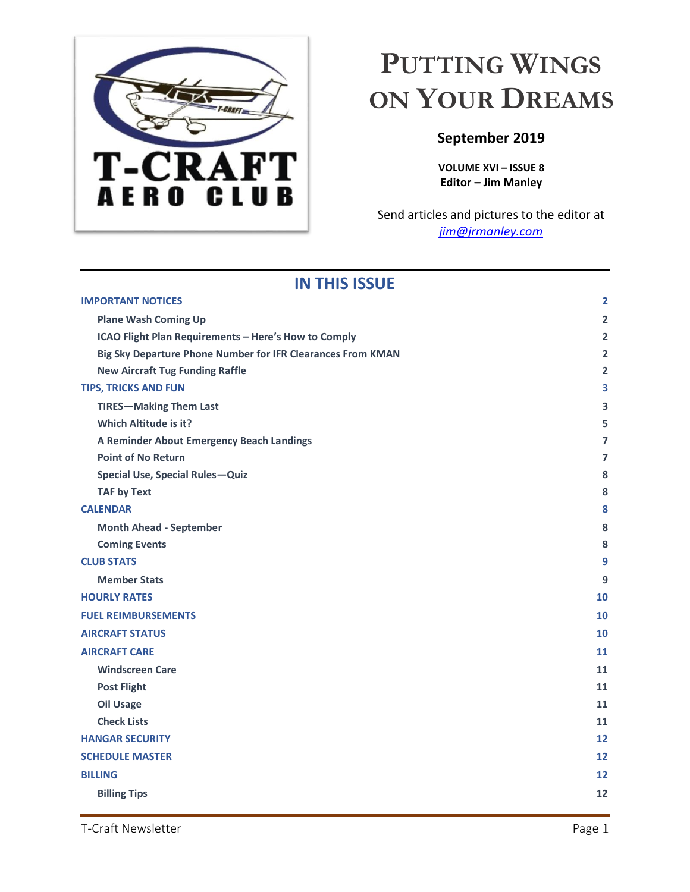T-CRAFT AERO CLUB

# Putting Wings on Your Dreams

**September 2019**

**VOLUME XVI – ISSUE 8**
**Editor – Jim Manley**

Send articles and pictures to the editor at *jim@jrmanley.com*

## IN THIS ISSUE

| | |
|---|---|
| IMPORTANT NOTICES | 2 |
| **Plane Wash Coming Up** | 2 |
| **ICAO Flight Plan Requirements – Here's How to Comply** | 2 |
| **Big Sky Departure Phone Number for IFR Clearances From KMAN** | 2 |
| **New Aircraft Tug Funding Raffle** | 2 |
| TIPS, TRICKS AND FUN | 3 |
| **TIRES—Making Them Last** | 3 |
| **Which Altitude is it?** | 5 |
| **A Reminder About Emergency Beach Landings** | 7 |
| **Point of No Return** | 7 |
| **Special Use, Special Rules—Quiz** | 8 |
| **TAF by Text** | 8 |
| CALENDAR | 8 |
| **Month Ahead - September** | 8 |
| **Coming Events** | 8 |
| CLUB STATS | 9 |
| **Member Stats** | 9 |
| HOURLY RATES | 10 |
| FUEL REIMBURSEMENTS | 10 |
| AIRCRAFT STATUS | 10 |
| AIRCRAFT CARE | 11 |
| **Windscreen Care** | 11 |
| **Post Flight** | 11 |
| **Oil Usage** | 11 |
| **Check Lists** | 11 |
| HANGAR SECURITY | 12 |
| SCHEDULE MASTER | 12 |
| BILLING | 12 |
| **Billing Tips** | 12 |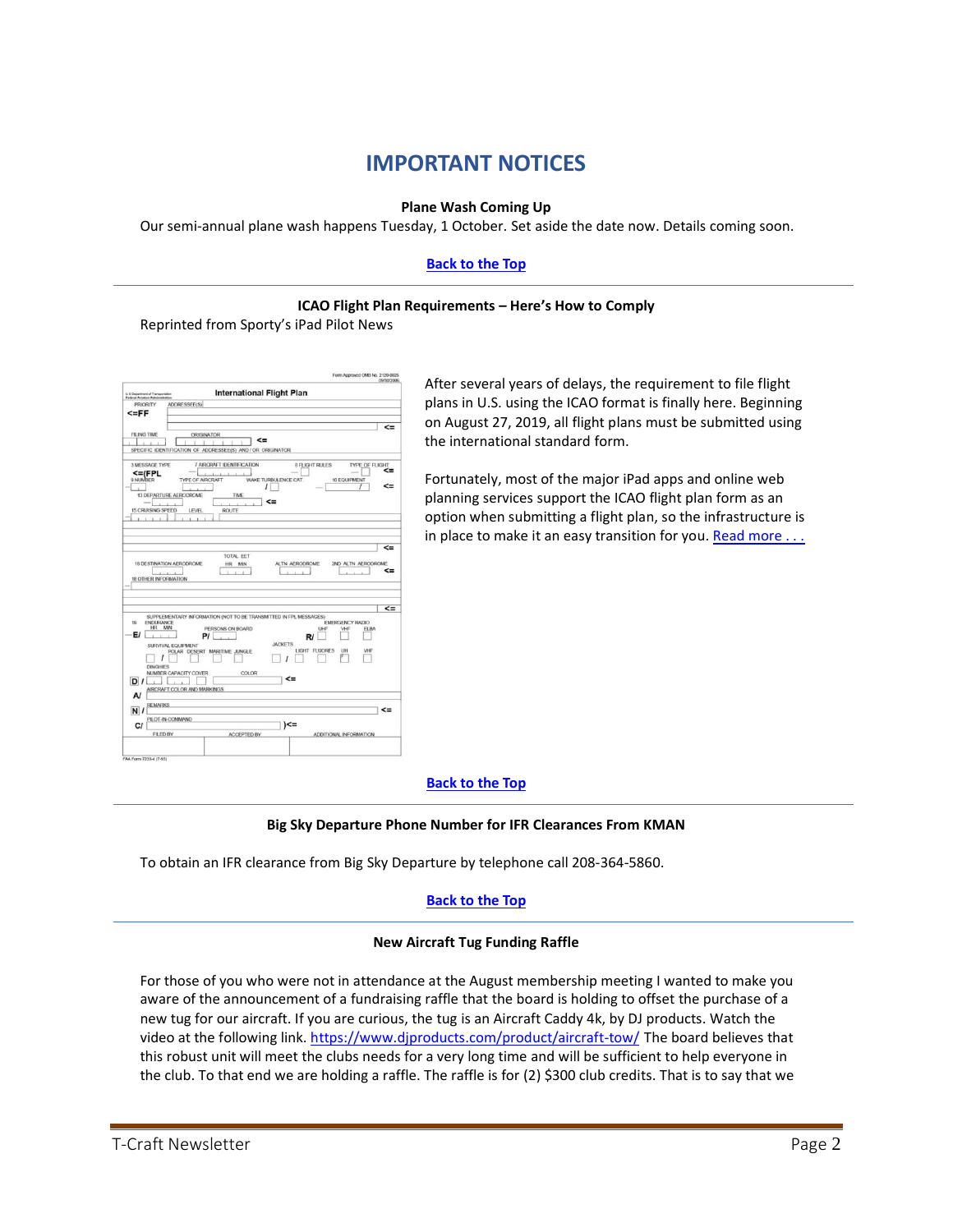# IMPORTANT NOTICES

**Plane Wash Coming Up**

Our semi-annual plane wash happens Tuesday, 1 October. Set aside the date now. Details coming soon.

[Back to the Top]

---

**ICAO Flight Plan Requirements – Here's How to Comply**

Reprinted from Sporty's iPad Pilot News

After several years of delays, the requirement to file flight plans in U.S. using the ICAO format is finally here. Beginning on August 27, 2019, all flight plans must be submitted using the international standard form.

Fortunately, most of the major iPad apps and online web planning services support the ICAO flight plan form as an option when submitting a flight plan, so the infrastructure is in place to make it an easy transition for you. [Read more . . .]

[Back to the Top]

---

**Big Sky Departure Phone Number for IFR Clearances From KMAN**

To obtain an IFR clearance from Big Sky Departure by telephone call 208-364-5860.

[Back to the Top]

---

**New Aircraft Tug Funding Raffle**

For those of you who were not in attendance at the August membership meeting I wanted to make you aware of the announcement of a fundraising raffle that the board is holding to offset the purchase of a new tug for our aircraft. If you are curious, the tug is an Aircraft Caddy 4k, by DJ products. Watch the video at the following link. https://www.djproducts.com/product/aircraft-tow/ The board believes that this robust unit will meet the clubs needs for a very long time and will be sufficient to help everyone in the club. To that end we are holding a raffle. The raffle is for (2) $300 club credits. That is to say that we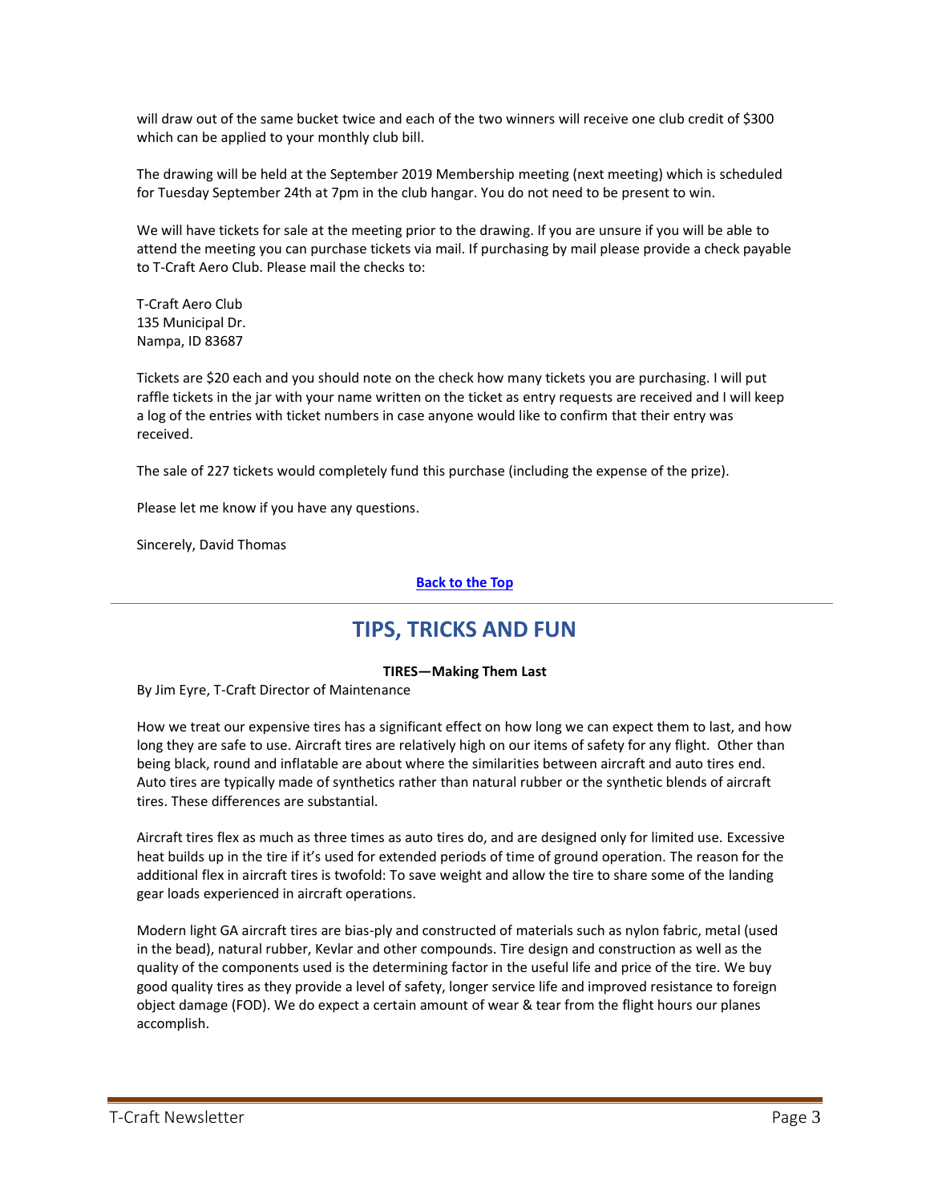will draw out of the same bucket twice and each of the two winners will receive one club credit of $300 which can be applied to your monthly club bill.

The drawing will be held at the September 2019 Membership meeting (next meeting) which is scheduled for Tuesday September 24th at 7pm in the club hangar. You do not need to be present to win.

We will have tickets for sale at the meeting prior to the drawing. If you are unsure if you will be able to attend the meeting you can purchase tickets via mail. If purchasing by mail please provide a check payable to T-Craft Aero Club. Please mail the checks to:

T-Craft Aero Club
135 Municipal Dr.
Nampa, ID 83687

Tickets are $20 each and you should note on the check how many tickets you are purchasing. I will put raffle tickets in the jar with your name written on the ticket as entry requests are received and I will keep a log of the entries with ticket numbers in case anyone would like to confirm that their entry was received.

The sale of 227 tickets would completely fund this purchase (including the expense of the prize).

Please let me know if you have any questions.

Sincerely, David Thomas

**Back to the Top**

---

# TIPS, TRICKS AND FUN

**TIRES—Making Them Last**

By Jim Eyre, T-Craft Director of Maintenance

How we treat our expensive tires has a significant effect on how long we can expect them to last, and how long they are safe to use. Aircraft tires are relatively high on our items of safety for any flight. Other than being black, round and inflatable are about where the similarities between aircraft and auto tires end. Auto tires are typically made of synthetics rather than natural rubber or the synthetic blends of aircraft tires. These differences are substantial.

Aircraft tires flex as much as three times as auto tires do, and are designed only for limited use. Excessive heat builds up in the tire if it's used for extended periods of time of ground operation. The reason for the additional flex in aircraft tires is twofold: To save weight and allow the tire to share some of the landing gear loads experienced in aircraft operations.

Modern light GA aircraft tires are bias-ply and constructed of materials such as nylon fabric, metal (used in the bead), natural rubber, Kevlar and other compounds. Tire design and construction as well as the quality of the components used is the determining factor in the useful life and price of the tire. We buy good quality tires as they provide a level of safety, longer service life and improved resistance to foreign object damage (FOD). We do expect a certain amount of wear & tear from the flight hours our planes accomplish.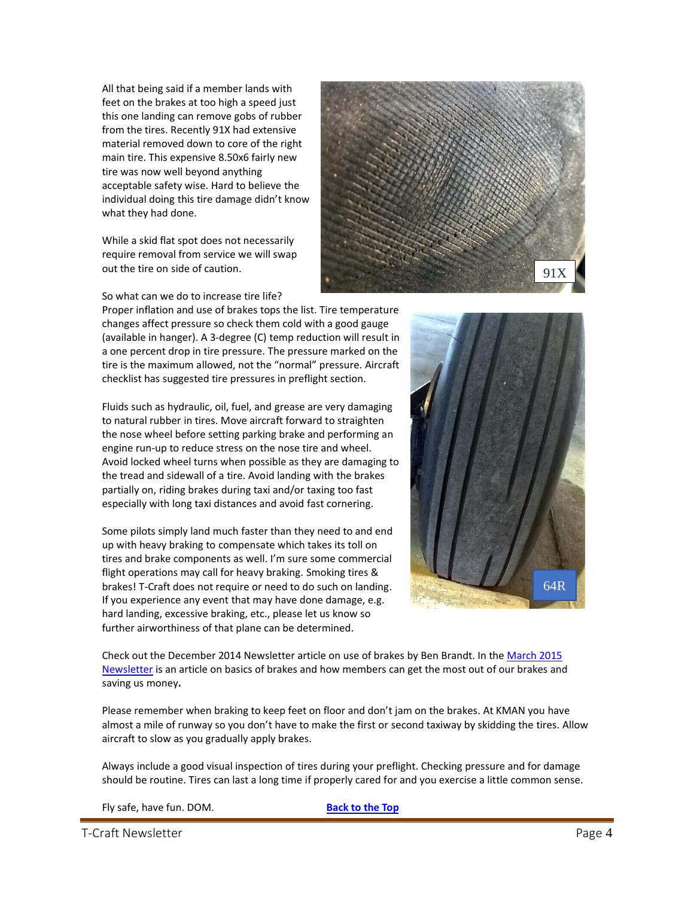All that being said if a member lands with feet on the brakes at too high a speed just this one landing can remove gobs of rubber from the tires. Recently 91X had extensive material removed down to core of the right main tire. This expensive 8.50x6 fairly new tire was now well beyond anything acceptable safety wise. Hard to believe the individual doing this tire damage didn't know what they had done.

While a skid flat spot does not necessarily require removal from service we will swap out the tire on side of caution.

91X

So what can we do to increase tire life?
Proper inflation and use of brakes tops the list. Tire temperature changes affect pressure so check them cold with a good gauge (available in hanger). A 3-degree (C) temp reduction will result in a one percent drop in tire pressure. The pressure marked on the tire is the maximum allowed, not the "normal" pressure. Aircraft checklist has suggested tire pressures in preflight section.

Fluids such as hydraulic, oil, fuel, and grease are very damaging to natural rubber in tires. Move aircraft forward to straighten the nose wheel before setting parking brake and performing an engine run-up to reduce stress on the nose tire and wheel. Avoid locked wheel turns when possible as they are damaging to the tread and sidewall of a tire. Avoid landing with the brakes partially on, riding brakes during taxi and/or taxing too fast especially with long taxi distances and avoid fast cornering.

Some pilots simply land much faster than they need to and end up with heavy braking to compensate which takes its toll on tires and brake components as well. I'm sure some commercial flight operations may call for heavy braking. Smoking tires & brakes! T-Craft does not require or need to do such on landing. If you experience any event that may have done damage, e.g. hard landing, excessive braking, etc., please let us know so further airworthiness of that plane can be determined.

64R

Check out the December 2014 Newsletter article on use of brakes by Ben Brandt. In the March 2015 Newsletter is an article on basics of brakes and how members can get the most out of our brakes and saving us money**.**

Please remember when braking to keep feet on floor and don't jam on the brakes. At KMAN you have almost a mile of runway so you don't have to make the first or second taxiway by skidding the tires. Allow aircraft to slow as you gradually apply brakes.

Always include a good visual inspection of tires during your preflight. Checking pressure and for damage should be routine. Tires can last a long time if properly cared for and you exercise a little common sense.

Fly safe, have fun. DOM.

**Back to the Top**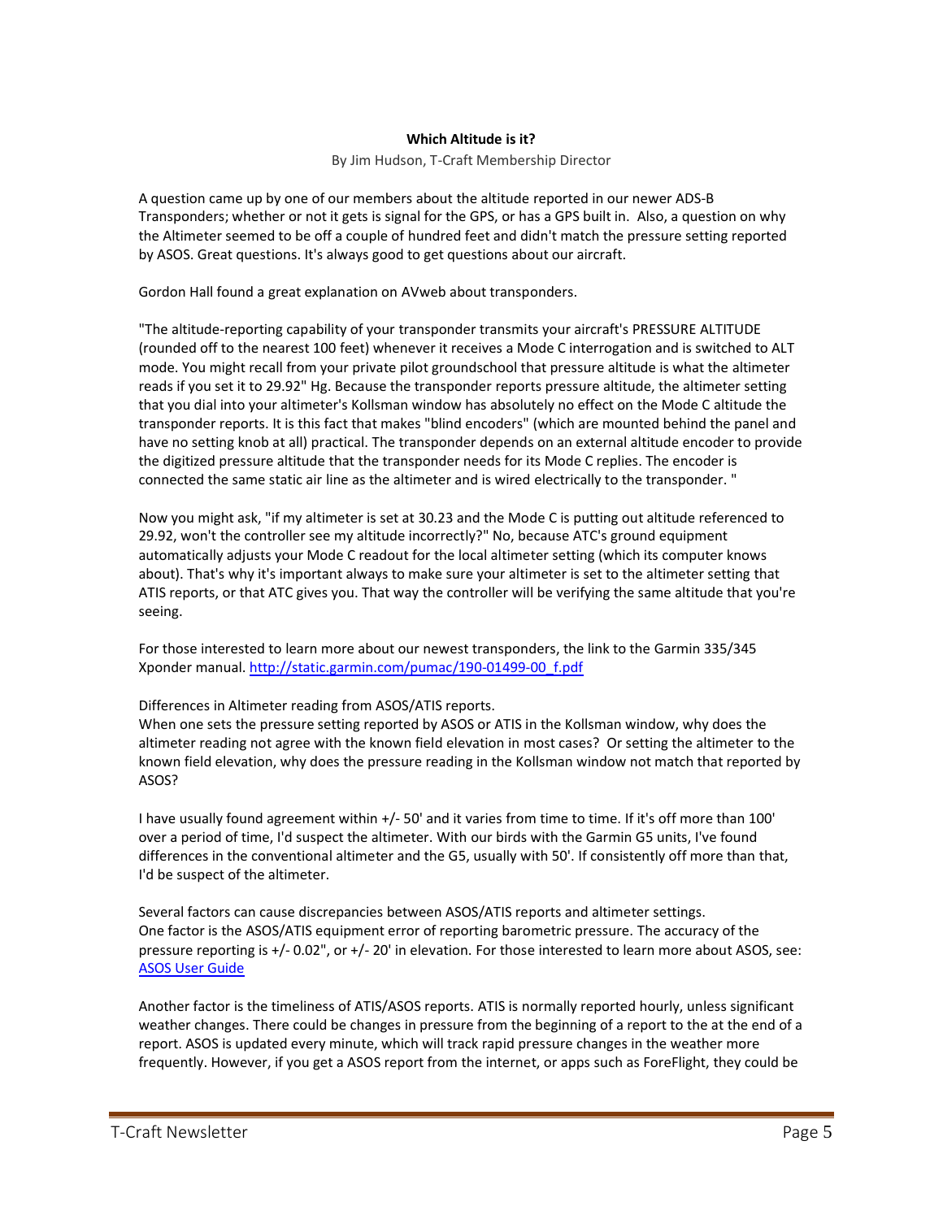**Which Altitude is it?**

By Jim Hudson, T-Craft Membership Director

A question came up by one of our members about the altitude reported in our newer ADS-B Transponders; whether or not it gets is signal for the GPS, or has a GPS built in. Also, a question on why the Altimeter seemed to be off a couple of hundred feet and didn't match the pressure setting reported by ASOS. Great questions. It's always good to get questions about our aircraft.

Gordon Hall found a great explanation on AVweb about transponders.

"The altitude-reporting capability of your transponder transmits your aircraft's PRESSURE ALTITUDE (rounded off to the nearest 100 feet) whenever it receives a Mode C interrogation and is switched to ALT mode. You might recall from your private pilot groundschool that pressure altitude is what the altimeter reads if you set it to 29.92" Hg. Because the transponder reports pressure altitude, the altimeter setting that you dial into your altimeter's Kollsman window has absolutely no effect on the Mode C altitude the transponder reports. It is this fact that makes "blind encoders" (which are mounted behind the panel and have no setting knob at all) practical. The transponder depends on an external altitude encoder to provide the digitized pressure altitude that the transponder needs for its Mode C replies. The encoder is connected the same static air line as the altimeter and is wired electrically to the transponder. "

Now you might ask, "if my altimeter is set at 30.23 and the Mode C is putting out altitude referenced to 29.92, won't the controller see my altitude incorrectly?" No, because ATC's ground equipment automatically adjusts your Mode C readout for the local altimeter setting (which its computer knows about). That's why it's important always to make sure your altimeter is set to the altimeter setting that ATIS reports, or that ATC gives you. That way the controller will be verifying the same altitude that you're seeing.

For those interested to learn more about our newest transponders, the link to the Garmin 335/345 Xponder manual. [http://static.garmin.com/pumac/190-01499-00_f.pdf](http://static.garmin.com/pumac/190-01499-00_f.pdf)

Differences in Altimeter reading from ASOS/ATIS reports.

When one sets the pressure setting reported by ASOS or ATIS in the Kollsman window, why does the altimeter reading not agree with the known field elevation in most cases? Or setting the altimeter to the known field elevation, why does the pressure reading in the Kollsman window not match that reported by ASOS?

I have usually found agreement within +/- 50' and it varies from time to time. If it's off more than 100' over a period of time, I'd suspect the altimeter. With our birds with the Garmin G5 units, I've found differences in the conventional altimeter and the G5, usually with 50'. If consistently off more than that, I'd be suspect of the altimeter.

Several factors can cause discrepancies between ASOS/ATIS reports and altimeter settings.

One factor is the ASOS/ATIS equipment error of reporting barometric pressure. The accuracy of the pressure reporting is +/- 0.02", or +/- 20' in elevation. For those interested to learn more about ASOS, see: [ASOS User Guide]

Another factor is the timeliness of ATIS/ASOS reports. ATIS is normally reported hourly, unless significant weather changes. There could be changes in pressure from the beginning of a report to the at the end of a report. ASOS is updated every minute, which will track rapid pressure changes in the weather more frequently. However, if you get a ASOS report from the internet, or apps such as ForeFlight, they could be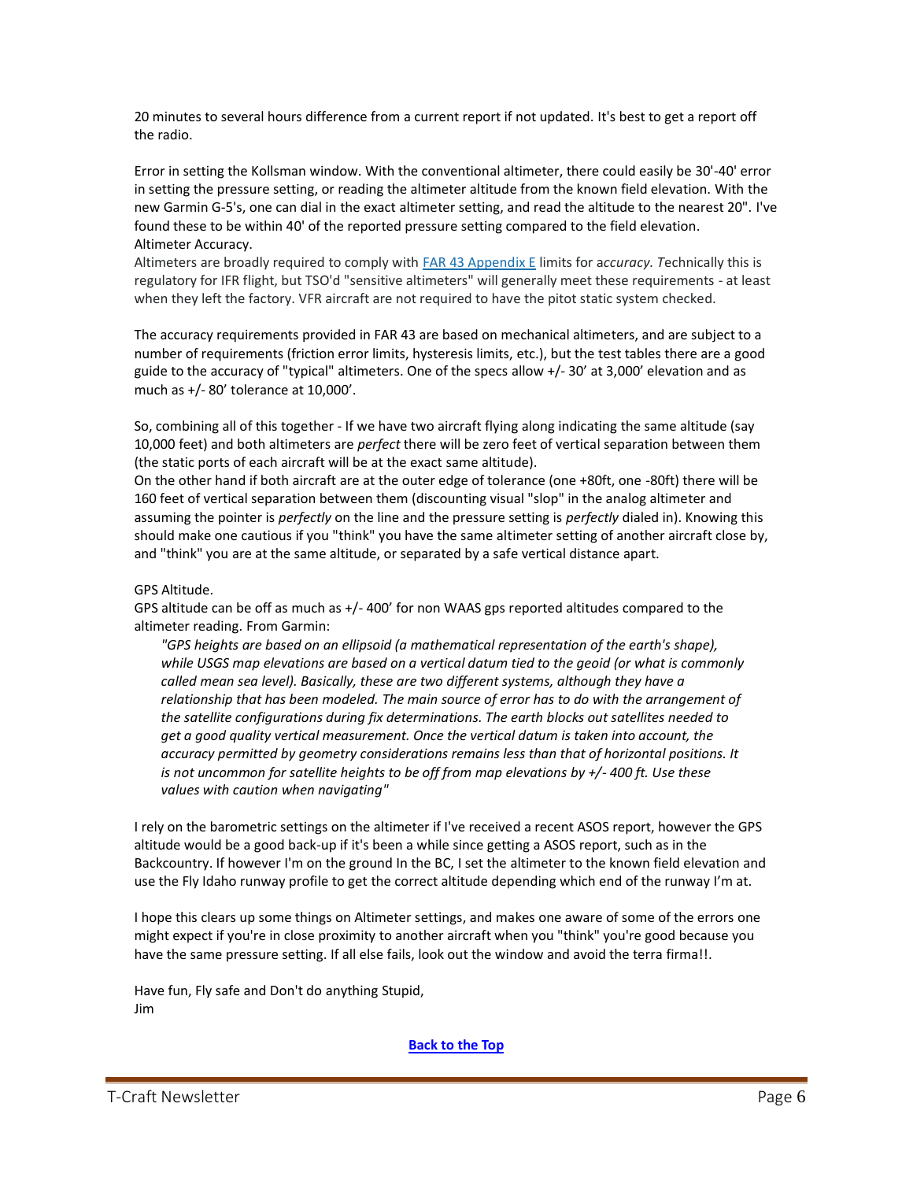20 minutes to several hours difference from a current report if not updated. It's best to get a report off the radio.

Error in setting the Kollsman window. With the conventional altimeter, there could easily be 30'-40' error in setting the pressure setting, or reading the altimeter altitude from the known field elevation. With the new Garmin G-5's, one can dial in the exact altimeter setting, and read the altitude to the nearest 20". I've found these to be within 40' of the reported pressure setting compared to the field elevation.

Altimeter Accuracy.

Altimeters are broadly required to comply with [FAR 43 Appendix E](FAR 43 Appendix E) limits for a*ccuracy. T*echnically this is regulatory for IFR flight, but TSO'd "sensitive altimeters" will generally meet these requirements - at least when they left the factory. VFR aircraft are not required to have the pitot static system checked.

The accuracy requirements provided in FAR 43 are based on mechanical altimeters, and are subject to a number of requirements (friction error limits, hysteresis limits, etc.), but the test tables there are a good guide to the accuracy of "typical" altimeters. One of the specs allow +/- 30' at 3,000' elevation and as much as +/- 80' tolerance at 10,000'.

So, combining all of this together - If we have two aircraft flying along indicating the same altitude (say 10,000 feet) and both altimeters are *perfect* there will be zero feet of vertical separation between them (the static ports of each aircraft will be at the exact same altitude).

On the other hand if both aircraft are at the outer edge of tolerance (one +80ft, one -80ft) there will be 160 feet of vertical separation between them (discounting visual "slop" in the analog altimeter and assuming the pointer is *perfectly* on the line and the pressure setting is *perfectly* dialed in). Knowing this should make one cautious if you "think" you have the same altimeter setting of another aircraft close by, and "think" you are at the same altitude, or separated by a safe vertical distance apart.

GPS Altitude.

GPS altitude can be off as much as +/- 400' for non WAAS gps reported altitudes compared to the altimeter reading. From Garmin:

> *"GPS heights are based on an ellipsoid (a mathematical representation of the earth's shape), while USGS map elevations are based on a vertical datum tied to the geoid (or what is commonly called mean sea level). Basically, these are two different systems, although they have a relationship that has been modeled. The main source of error has to do with the arrangement of the satellite configurations during fix determinations. The earth blocks out satellites needed to get a good quality vertical measurement. Once the vertical datum is taken into account, the accuracy permitted by geometry considerations remains less than that of horizontal positions. It is not uncommon for satellite heights to be off from map elevations by +/- 400 ft. Use these values with caution when navigating"*

I rely on the barometric settings on the altimeter if I've received a recent ASOS report, however the GPS altitude would be a good back-up if it's been a while since getting a ASOS report, such as in the Backcountry. If however I'm on the ground In the BC, I set the altimeter to the known field elevation and use the Fly Idaho runway profile to get the correct altitude depending which end of the runway I'm at.

I hope this clears up some things on Altimeter settings, and makes one aware of some of the errors one might expect if you're in close proximity to another aircraft when you "think" you're good because you have the same pressure setting. If all else fails, look out the window and avoid the terra firma!!.

Have fun, Fly safe and Don't do anything Stupid,
Jim

**[Back to the Top](Back to the Top)**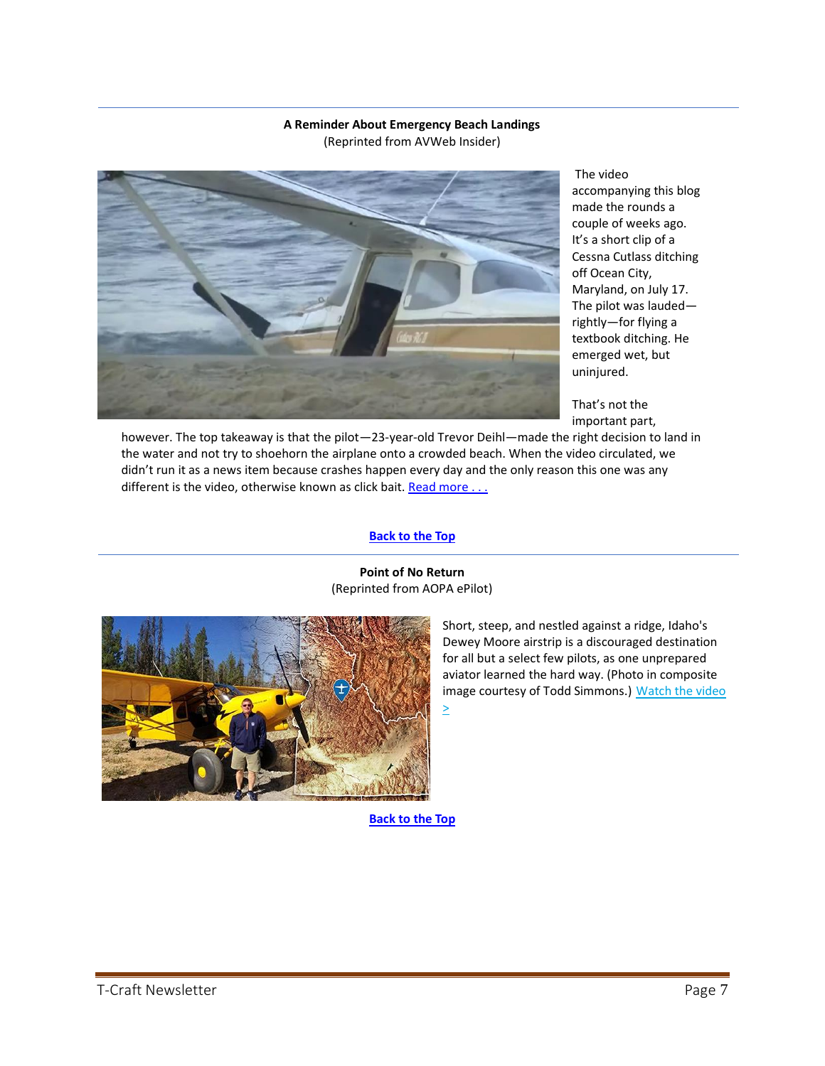**A Reminder About Emergency Beach Landings**
(Reprinted from AVWeb Insider)

The video accompanying this blog made the rounds a couple of weeks ago. It's a short clip of a Cessna Cutlass ditching off Ocean City, Maryland, on July 17. The pilot was lauded—rightly—for flying a textbook ditching. He emerged wet, but uninjured.

That's not the important part, however. The top takeaway is that the pilot—23-year-old Trevor Deihl—made the right decision to land in the water and not try to shoehorn the airplane onto a crowded beach. When the video circulated, we didn't run it as a news item because crashes happen every day and the only reason this one was any different is the video, otherwise known as click bait. Read more . . .

Back to the Top

---

**Point of No Return**
(Reprinted from AOPA ePilot)

Short, steep, and nestled against a ridge, Idaho's Dewey Moore airstrip is a discouraged destination for all but a select few pilots, as one unprepared aviator learned the hard way. (Photo in composite image courtesy of Todd Simmons.) Watch the video >

Back to the Top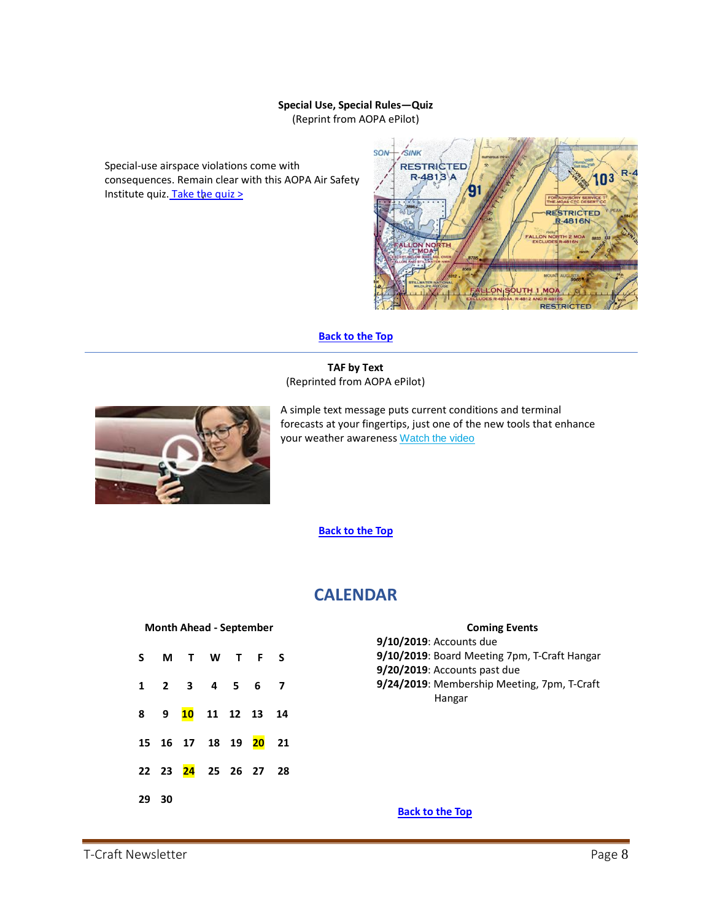**Special Use, Special Rules—Quiz**
(Reprint from AOPA ePilot)

Special-use airspace violations come with consequences. Remain clear with this AOPA Air Safety Institute quiz. Take the quiz >

Back to the Top

---

**TAF by Text**
(Reprinted from AOPA ePilot)

A simple text message puts current conditions and terminal forecasts at your fingertips, just one of the new tools that enhance your weather awareness Watch the video

Back to the Top

# CALENDAR

**Month Ahead - September**

| S | M | T | W | T | F | S |
|---|---|---|---|---|---|---|
| 1 | 2 | 3 | 4 | 5 | 6 | 7 |
| 8 | 9 | **10** | 11 | 12 | 13 | 14 |
| 15 | 16 | 17 | 18 | 19 | **20** | 21 |
| 22 | 23 | **24** | 25 | 26 | 27 | 28 |
| 29 | 30 | | | | | |

**Coming Events**

**9/10/2019**: Accounts due
**9/10/2019**: Board Meeting 7pm, T-Craft Hangar
**9/20/2019**: Accounts past due
**9/24/2019**: Membership Meeting, 7pm, T-Craft Hangar

Back to the Top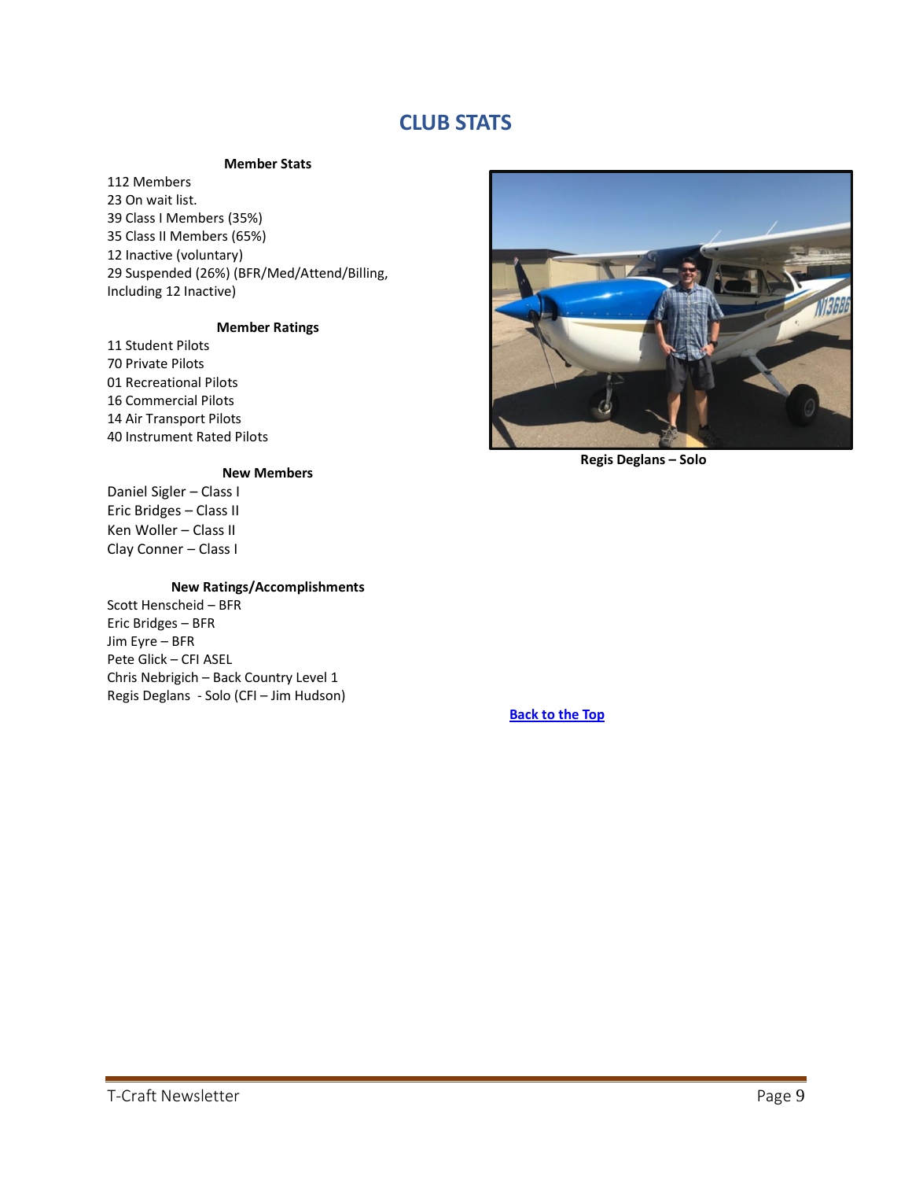# CLUB STATS

**Member Stats**

112 Members
23 On wait list.
39 Class I Members (35%)
35 Class II Members (65%)
12 Inactive (voluntary)
29 Suspended (26%) (BFR/Med/Attend/Billing, Including 12 Inactive)

**Member Ratings**

11 Student Pilots
70 Private Pilots
01 Recreational Pilots
16 Commercial Pilots
14 Air Transport Pilots
40 Instrument Rated Pilots

**New Members**

Daniel Sigler – Class I
Eric Bridges – Class II
Ken Woller – Class II
Clay Conner – Class I

**New Ratings/Accomplishments**

Scott Henscheid – BFR
Eric Bridges – BFR
Jim Eyre – BFR
Pete Glick – CFI ASEL
Chris Nebrigich – Back Country Level 1
Regis Deglans - Solo (CFI – Jim Hudson)

**Regis Deglans – Solo**

[Back to the Top]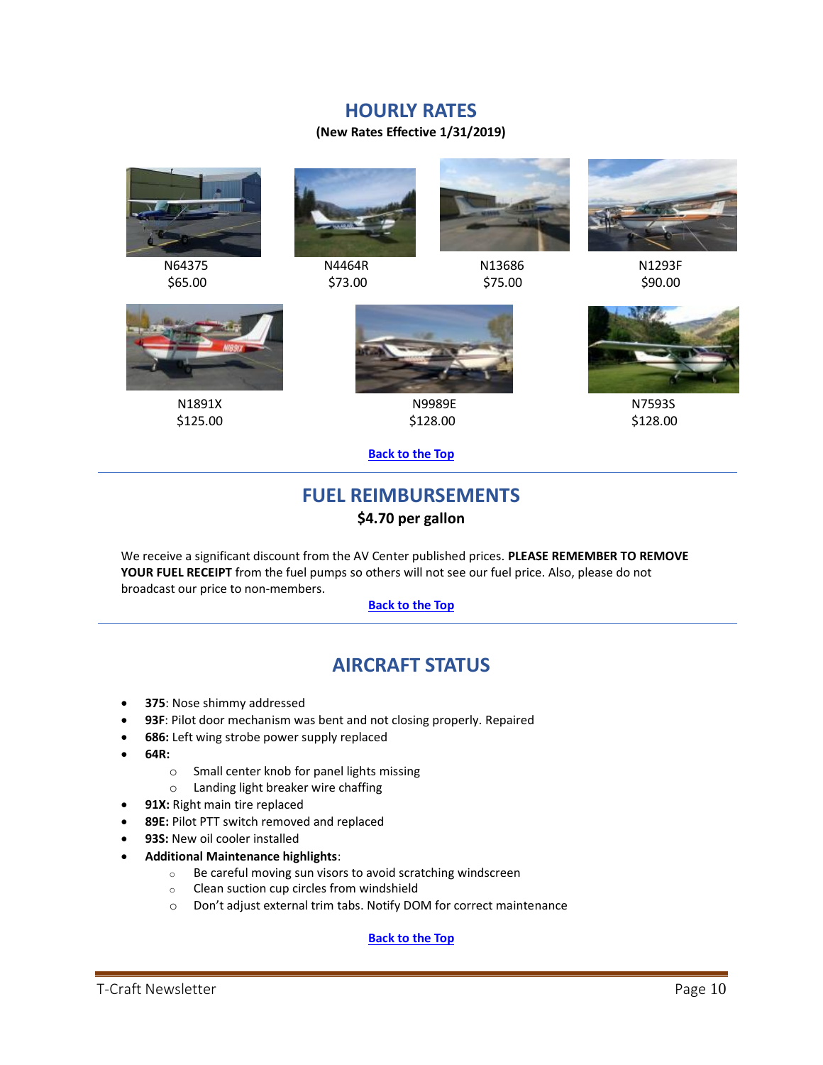## HOURLY RATES

**(New Rates Effective 1/31/2019)**

N64375
$65.00

N4464R
$73.00

N13686
$75.00

N1293F
$90.00

N1891X
$125.00

N9989E
$128.00

N7593S
$128.00

[Back to the Top]

---

## FUEL REIMBURSEMENTS

**$4.70 per gallon**

We receive a significant discount from the AV Center published prices. **PLEASE REMEMBER TO REMOVE YOUR FUEL RECEIPT** from the fuel pumps so others will not see our fuel price. Also, please do not broadcast our price to non-members.

[Back to the Top]

---

## AIRCRAFT STATUS

- **375**: Nose shimmy addressed
- **93F**: Pilot door mechanism was bent and not closing properly. Repaired
- **686:** Left wing strobe power supply replaced
- **64R:**
  - Small center knob for panel lights missing
  - Landing light breaker wire chaffing
- **91X:** Right main tire replaced
- **89E:** Pilot PTT switch removed and replaced
- **93S:** New oil cooler installed
- **Additional Maintenance highlights**:
  - Be careful moving sun visors to avoid scratching windscreen
  - Clean suction cup circles from windshield
  - Don't adjust external trim tabs. Notify DOM for correct maintenance

[Back to the Top]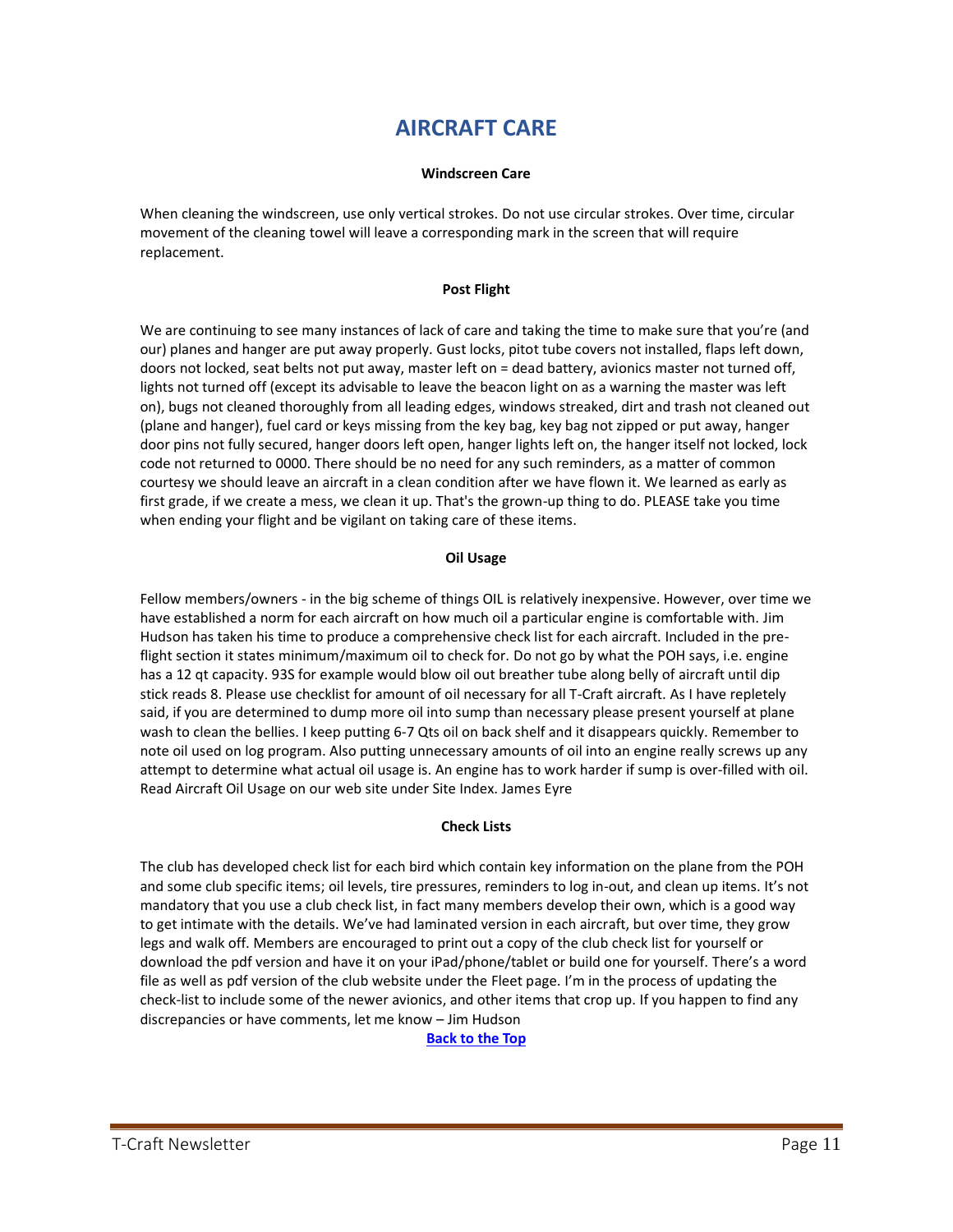# AIRCRAFT CARE

### Windscreen Care

When cleaning the windscreen, use only vertical strokes. Do not use circular strokes. Over time, circular movement of the cleaning towel will leave a corresponding mark in the screen that will require replacement.

### Post Flight

We are continuing to see many instances of lack of care and taking the time to make sure that you're (and our) planes and hanger are put away properly. Gust locks, pitot tube covers not installed, flaps left down, doors not locked, seat belts not put away, master left on = dead battery, avionics master not turned off, lights not turned off (except its advisable to leave the beacon light on as a warning the master was left on), bugs not cleaned thoroughly from all leading edges, windows streaked, dirt and trash not cleaned out (plane and hanger), fuel card or keys missing from the key bag, key bag not zipped or put away, hanger door pins not fully secured, hanger doors left open, hanger lights left on, the hanger itself not locked, lock code not returned to 0000. There should be no need for any such reminders, as a matter of common courtesy we should leave an aircraft in a clean condition after we have flown it. We learned as early as first grade, if we create a mess, we clean it up. That's the grown-up thing to do. PLEASE take you time when ending your flight and be vigilant on taking care of these items.

### Oil Usage

Fellow members/owners - in the big scheme of things OIL is relatively inexpensive. However, over time we have established a norm for each aircraft on how much oil a particular engine is comfortable with. Jim Hudson has taken his time to produce a comprehensive check list for each aircraft. Included in the pre-flight section it states minimum/maximum oil to check for. Do not go by what the POH says, i.e. engine has a 12 qt capacity. 93S for example would blow oil out breather tube along belly of aircraft until dip stick reads 8. Please use checklist for amount of oil necessary for all T-Craft aircraft. As I have repletely said, if you are determined to dump more oil into sump than necessary please present yourself at plane wash to clean the bellies. I keep putting 6-7 Qts oil on back shelf and it disappears quickly. Remember to note oil used on log program. Also putting unnecessary amounts of oil into an engine really screws up any attempt to determine what actual oil usage is. An engine has to work harder if sump is over-filled with oil. Read Aircraft Oil Usage on our web site under Site Index. James Eyre

### Check Lists

The club has developed check list for each bird which contain key information on the plane from the POH and some club specific items; oil levels, tire pressures, reminders to log in-out, and clean up items. It's not mandatory that you use a club check list, in fact many members develop their own, which is a good way to get intimate with the details. We've had laminated version in each aircraft, but over time, they grow legs and walk off. Members are encouraged to print out a copy of the club check list for yourself or download the pdf version and have it on your iPad/phone/tablet or build one for yourself. There's a word file as well as pdf version of the club website under the Fleet page. I'm in the process of updating the check-list to include some of the newer avionics, and other items that crop up. If you happen to find any discrepancies or have comments, let me know – Jim Hudson

[Back to the Top]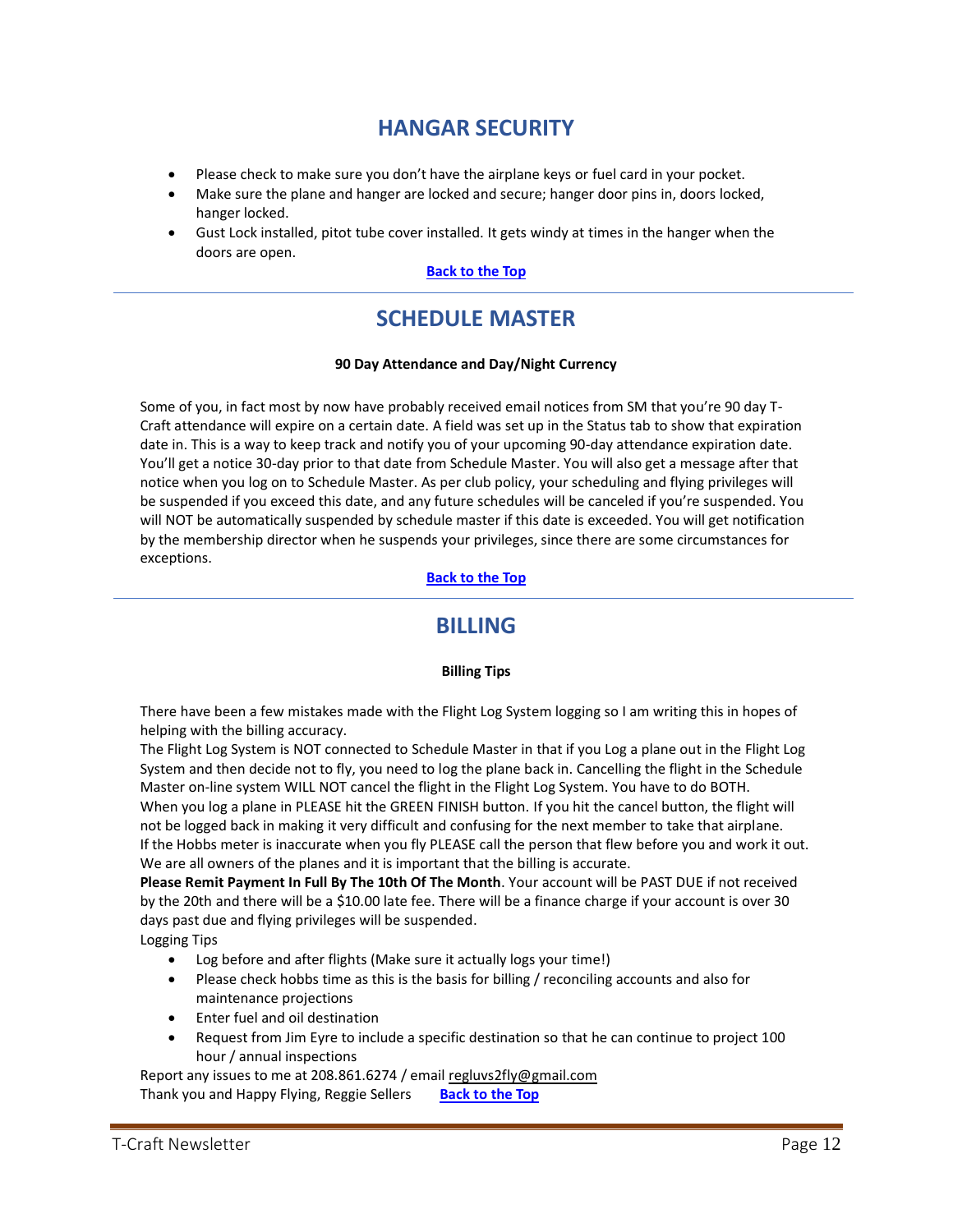## HANGAR SECURITY

- Please check to make sure you don't have the airplane keys or fuel card in your pocket.
- Make sure the plane and hanger are locked and secure; hanger door pins in, doors locked, hanger locked.
- Gust Lock installed, pitot tube cover installed. It gets windy at times in the hanger when the doors are open.

[Back to the Top]

---

## SCHEDULE MASTER

**90 Day Attendance and Day/Night Currency**

Some of you, in fact most by now have probably received email notices from SM that you're 90 day T-Craft attendance will expire on a certain date. A field was set up in the Status tab to show that expiration date in. This is a way to keep track and notify you of your upcoming 90-day attendance expiration date. You'll get a notice 30-day prior to that date from Schedule Master. You will also get a message after that notice when you log on to Schedule Master. As per club policy, your scheduling and flying privileges will be suspended if you exceed this date, and any future schedules will be canceled if you're suspended. You will NOT be automatically suspended by schedule master if this date is exceeded. You will get notification by the membership director when he suspends your privileges, since there are some circumstances for exceptions.

[Back to the Top]

---

## BILLING

**Billing Tips**

There have been a few mistakes made with the Flight Log System logging so I am writing this in hopes of helping with the billing accuracy.
The Flight Log System is NOT connected to Schedule Master in that if you Log a plane out in the Flight Log System and then decide not to fly, you need to log the plane back in. Cancelling the flight in the Schedule Master on-line system WILL NOT cancel the flight in the Flight Log System. You have to do BOTH.
When you log a plane in PLEASE hit the GREEN FINISH button. If you hit the cancel button, the flight will not be logged back in making it very difficult and confusing for the next member to take that airplane.
If the Hobbs meter is inaccurate when you fly PLEASE call the person that flew before you and work it out. We are all owners of the planes and it is important that the billing is accurate.
**Please Remit Payment In Full By The 10th Of The Month**. Your account will be PAST DUE if not received by the 20th and there will be a $10.00 late fee. There will be a finance charge if your account is over 30 days past due and flying privileges will be suspended.
Logging Tips

- Log before and after flights (Make sure it actually logs your time!)
- Please check hobbs time as this is the basis for billing / reconciling accounts and also for maintenance projections
- Enter fuel and oil destination
- Request from Jim Eyre to include a specific destination so that he can continue to project 100 hour / annual inspections

Report any issues to me at 208.861.6274 / email regluvs2fly@gmail.com
Thank you and Happy Flying, Reggie Sellers [Back to the Top]